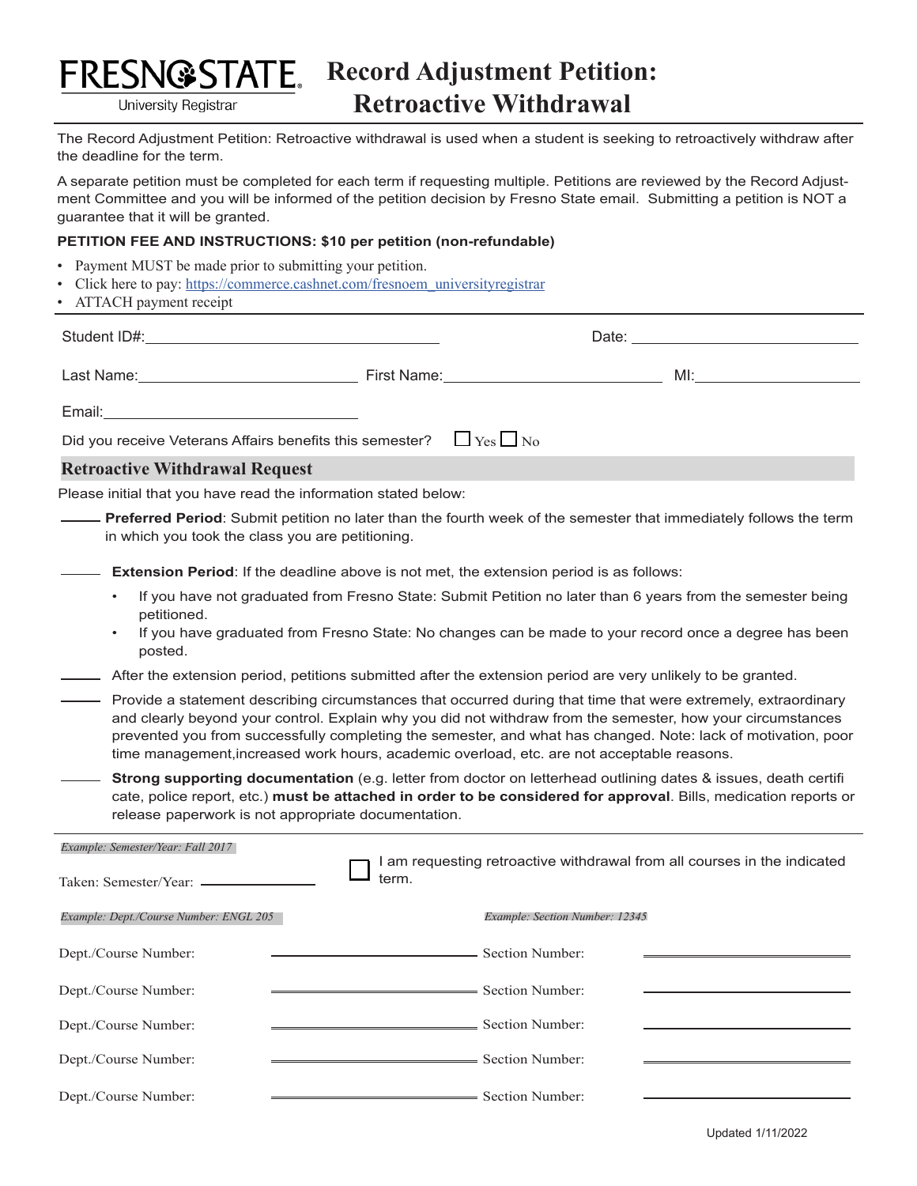# Fresno State University Registrar

# Record Adjustment Petition: Retroactive Withdrawal

The Record Adjustment Petition: Retroactive withdrawal is used when a student is seeking to retroactively withdraw after the deadline for the term.

A separate petition must be completed for each term if requesting multiple. Petitions are reviewed by the Record Adjustment Committee and you will be informed of the petition decision by Fresno State email. Submitting a petition is NOT a guarantee that it will be granted.

**PETITION FEE AND INSTRUCTIONS: $10 per petition (non-refundable)**

- Payment MUST be made prior to submitting your petition.
- Click here to pay: https://commerce.cashnet.com/fresnoem_universityregistrar
- ATTACH payment receipt

Student ID#: ____________________ Date: ____________________

Last Name: ____________________ First Name: ____________________ MI: __________

Email: ____________________

Did you receive Veterans Affairs benefits this semester? ☐ Yes ☐ No

## Retroactive Withdrawal Request

Please initial that you have read the information stated below:

_____ **Preferred Period**: Submit petition no later than the fourth week of the semester that immediately follows the term in which you took the class you are petitioning.

_____ **Extension Period**: If the deadline above is not met, the extension period is as follows:

- If you have not graduated from Fresno State: Submit Petition no later than 6 years from the semester being petitioned.
- If you have graduated from Fresno State: No changes can be made to your record once a degree has been posted.

_____ After the extension period, petitions submitted after the extension period are very unlikely to be granted.

_____ Provide a statement describing circumstances that occurred during that time that were extremely, extraordinary and clearly beyond your control. Explain why you did not withdraw from the semester, how your circumstances prevented you from successfully completing the semester, and what has changed. Note: lack of motivation, poor time management,increased work hours, academic overload, etc. are not acceptable reasons.

_____ **Strong supporting documentation** (e.g. letter from doctor on letterhead outlining dates & issues, death certificate, police report, etc.) **must be attached in order to be considered for approval**. Bills, medication reports or release paperwork is not appropriate documentation.

*Example: Semester/Year: Fall 2017*

Taken: Semester/Year: ____________________

☐ I am requesting retroactive withdrawal from all courses in the indicated term.

*Example: Dept./Course Number: ENGL 205* *Example: Section Number: 12345*

Dept./Course Number: ____________________ Section Number: ____________________

Dept./Course Number: ____________________ Section Number: ____________________

Dept./Course Number: ____________________ Section Number: ____________________

Dept./Course Number: ____________________ Section Number: ____________________

Dept./Course Number: ____________________ Section Number: ____________________

Updated 1/11/2022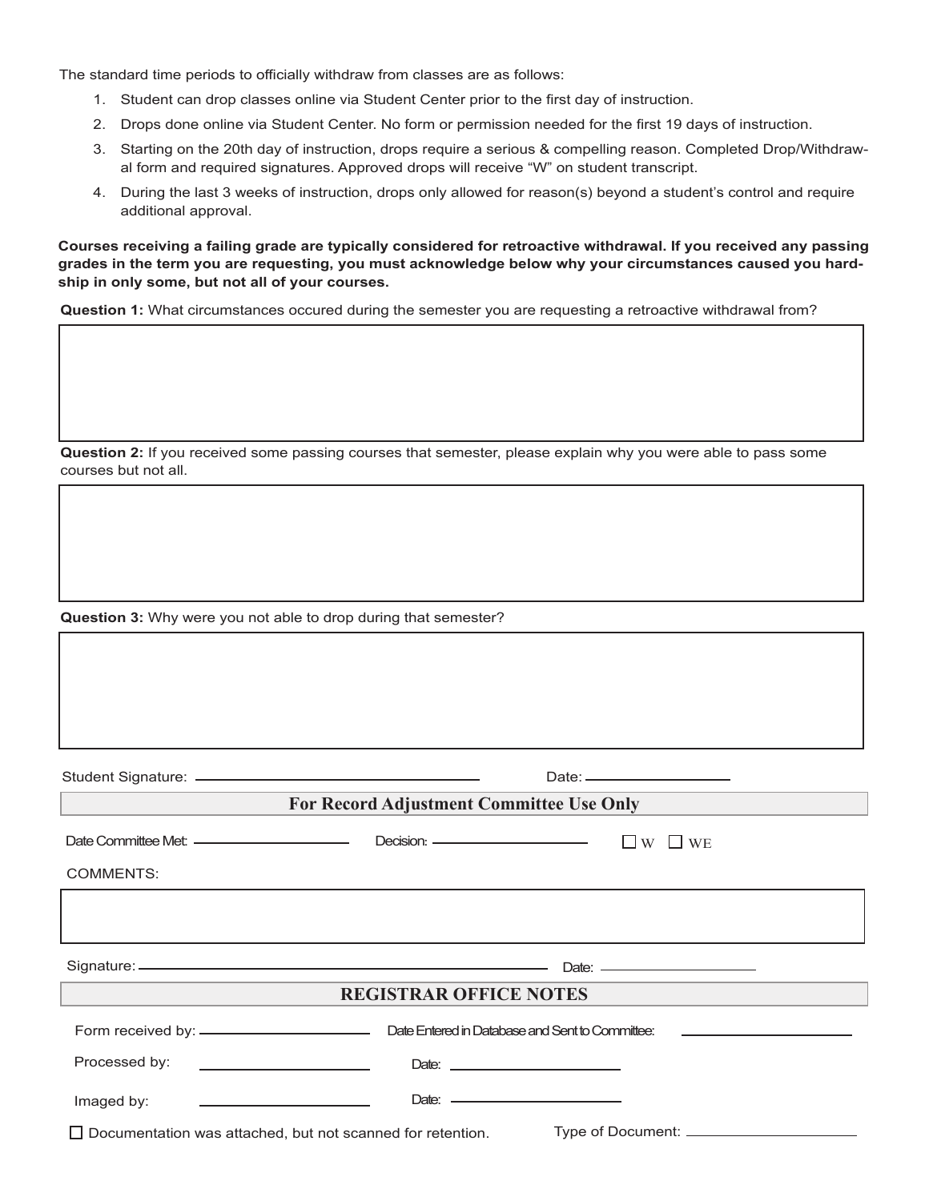The standard time periods to officially withdraw from classes are as follows:

1. Student can drop classes online via Student Center prior to the first day of instruction.
2. Drops done online via Student Center. No form or permission needed for the first 19 days of instruction.
3. Starting on the 20th day of instruction, drops require a serious & compelling reason. Completed Drop/Withdrawal form and required signatures. Approved drops will receive "W" on student transcript.
4. During the last 3 weeks of instruction, drops only allowed for reason(s) beyond a student's control and require additional approval.

**Courses receiving a failing grade are typically considered for retroactive withdrawal. If you received any passing grades in the term you are requesting, you must acknowledge below why your circumstances caused you hardship in only some, but not all of your courses.**

**Question 1:** What circumstances occured during the semester you are requesting a retroactive withdrawal from?

**Question 2:** If you received some passing courses that semester, please explain why you were able to pass some courses but not all.

**Question 3:** Why were you not able to drop during that semester?

Student Signature: ______________________ Date: ______________

## For Record Adjustment Committee Use Only

Date Committee Met: ______________ Decision: ______________ ☐ W ☐ WE

COMMENTS:

Signature: ______________________ Date: ______________

## REGISTRAR OFFICE NOTES

Form received by: ______________ Date Entered in Database and Sent to Committee: ______________

Processed by: ______________ Date: ______________

Imaged by: ______________ Date: ______________

☐ Documentation was attached, but not scanned for retention. Type of Document: ______________